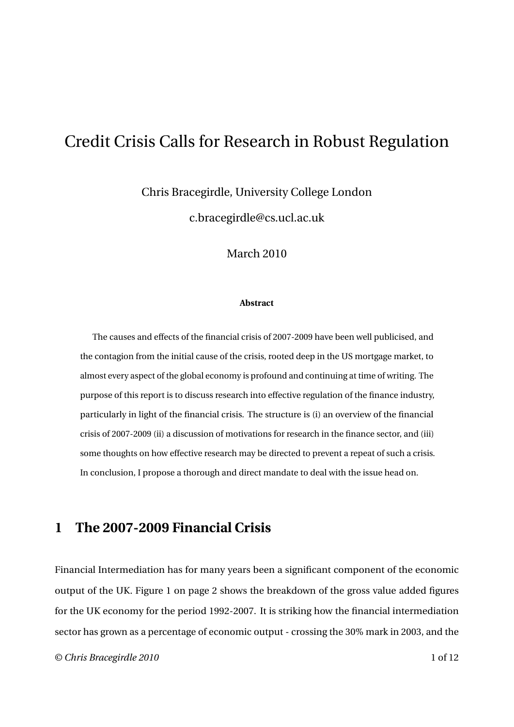# Credit Crisis Calls for Research in Robust Regulation

Chris Bracegirdle, University College London

c.bracegirdle@cs.ucl.ac.uk

March 2010

**Abstract**

The causes and effects of the financial crisis of 2007-2009 have been well publicised, and the contagion from the initial cause of the crisis, rooted deep in the US mortgage market, to almost every aspect of the global economy is profound and continuing at time of writing. The purpose of this report is to discuss research into effective regulation of the finance industry, particularly in light of the financial crisis. The structure is (i) an overview of the financial crisis of 2007-2009 (ii) a discussion of motivations for research in the finance sector, and (iii) some thoughts on how effective research may be directed to prevent a repeat of such a crisis. In conclusion, I propose a thorough and direct mandate to deal with the issue head on.

## 1 The 2007-2009 Financial Crisis

Financial Intermediation has for many years been a significant component of the economic output of the UK. Figure 1 on page 2 shows the breakdown of the gross value added figures for the UK economy for the period 1992-2007. It is striking how the financial intermediation sector has grown as a percentage of economic output - crossing the 30% mark in 2003, and the

*© Chris Bracegirdle 2010*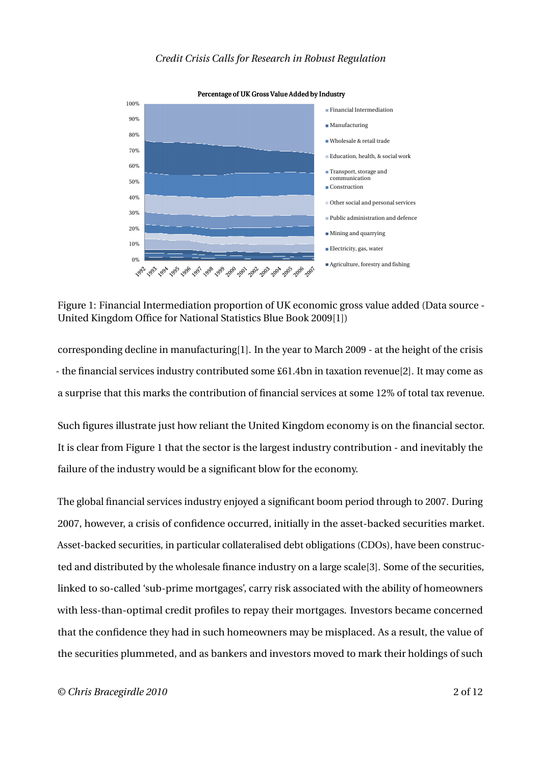Figure 1: Financial Intermediation proportion of UK economic gross value added (Data source - United Kingdom Office for National Statistics Blue Book 2009[1])

corresponding decline in manufacturing[1]. In the year to March 2009 - at the height of the crisis - the financial services industry contributed some £61.4bn in taxation revenue[2]. It may come as a surprise that this marks the contribution of financial services at some 12% of total tax revenue.

Such figures illustrate just how reliant the United Kingdom economy is on the financial sector. It is clear from Figure 1 that the sector is the largest industry contribution - and inevitably the failure of the industry would be a significant blow for the economy.

The global financial services industry enjoyed a significant boom period through to 2007. During 2007, however, a crisis of confidence occurred, initially in the asset-backed securities market. Asset-backed securities, in particular collateralised debt obligations (CDOs), have been constructed and distributed by the wholesale finance industry on a large scale[3]. Some of the securities, linked to so-called 'sub-prime mortgages', carry risk associated with the ability of homeowners with less-than-optimal credit profiles to repay their mortgages. Investors became concerned that the confidence they had in such homeowners may be misplaced. As a result, the value of the securities plummeted, and as bankers and investors moved to mark their holdings of such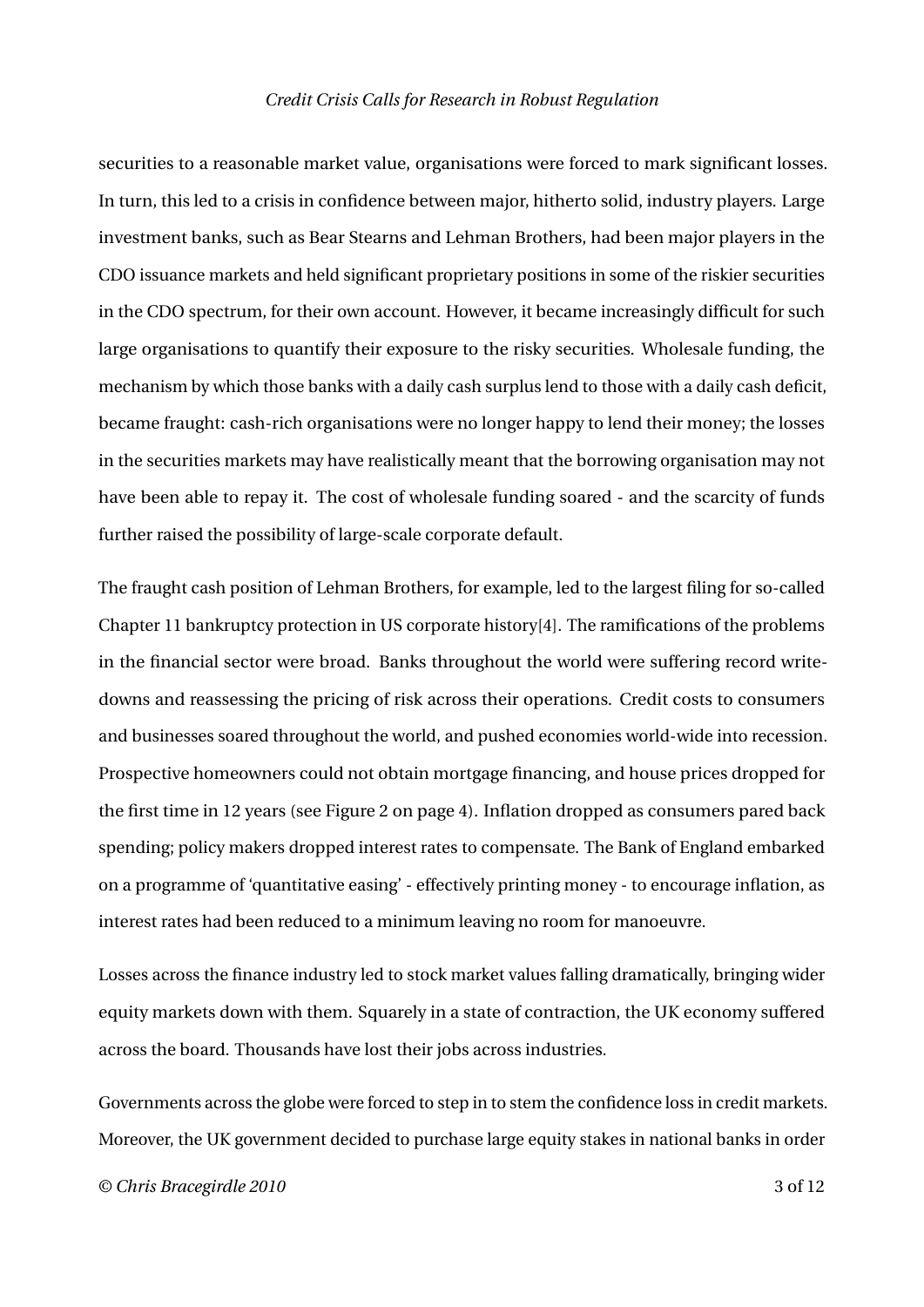securities to a reasonable market value, organisations were forced to mark significant losses. In turn, this led to a crisis in confidence between major, hitherto solid, industry players. Large investment banks, such as Bear Stearns and Lehman Brothers, had been major players in the CDO issuance markets and held significant proprietary positions in some of the riskier securities in the CDO spectrum, for their own account. However, it became increasingly difficult for such large organisations to quantify their exposure to the risky securities. Wholesale funding, the mechanism by which those banks with a daily cash surplus lend to those with a daily cash deficit, became fraught: cash-rich organisations were no longer happy to lend their money; the losses in the securities markets may have realistically meant that the borrowing organisation may not have been able to repay it. The cost of wholesale funding soared - and the scarcity of funds further raised the possibility of large-scale corporate default.

The fraught cash position of Lehman Brothers, for example, led to the largest filing for so-called Chapter 11 bankruptcy protection in US corporate history[4]. The ramifications of the problems in the financial sector were broad. Banks throughout the world were suffering record write-downs and reassessing the pricing of risk across their operations. Credit costs to consumers and businesses soared throughout the world, and pushed economies world-wide into recession. Prospective homeowners could not obtain mortgage financing, and house prices dropped for the first time in 12 years (see Figure 2 on page 4). Inflation dropped as consumers pared back spending; policy makers dropped interest rates to compensate. The Bank of England embarked on a programme of 'quantitative easing' - effectively printing money - to encourage inflation, as interest rates had been reduced to a minimum leaving no room for manoeuvre.

Losses across the finance industry led to stock market values falling dramatically, bringing wider equity markets down with them. Squarely in a state of contraction, the UK economy suffered across the board. Thousands have lost their jobs across industries.

Governments across the globe were forced to step in to stem the confidence loss in credit markets. Moreover, the UK government decided to purchase large equity stakes in national banks in order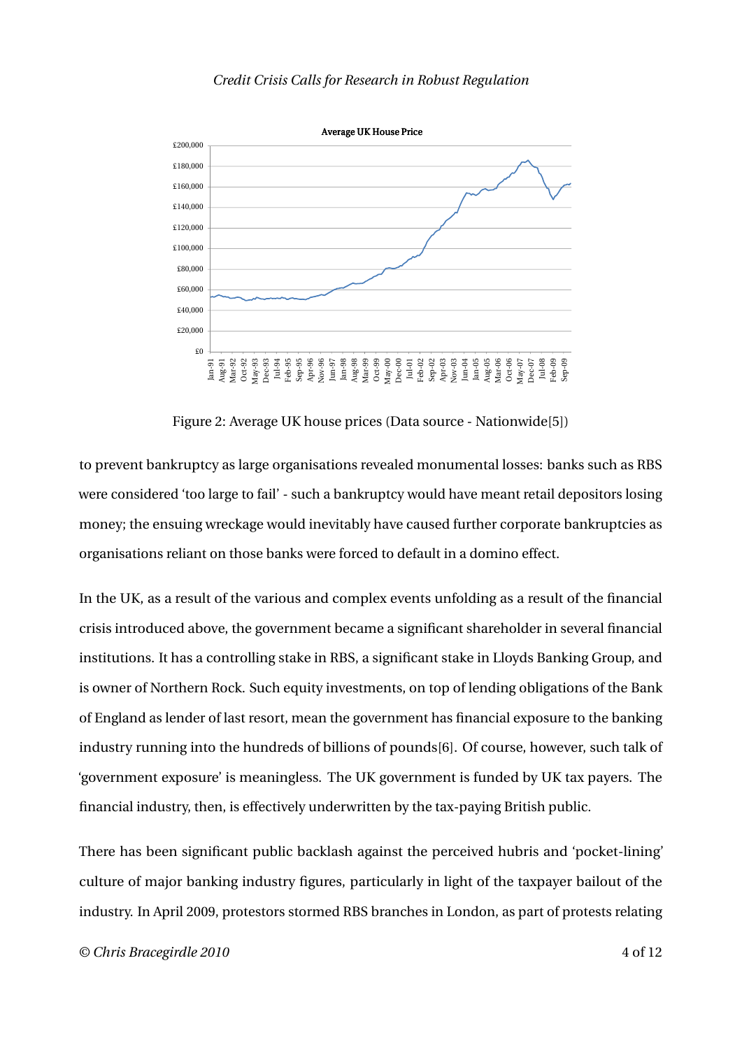Figure 2: Average UK house prices (Data source - Nationwide[5])

to prevent bankruptcy as large organisations revealed monumental losses: banks such as RBS were considered 'too large to fail' - such a bankruptcy would have meant retail depositors losing money; the ensuing wreckage would inevitably have caused further corporate bankruptcies as organisations reliant on those banks were forced to default in a domino effect.

In the UK, as a result of the various and complex events unfolding as a result of the financial crisis introduced above, the government became a significant shareholder in several financial institutions. It has a controlling stake in RBS, a significant stake in Lloyds Banking Group, and is owner of Northern Rock. Such equity investments, on top of lending obligations of the Bank of England as lender of last resort, mean the government has financial exposure to the banking industry running into the hundreds of billions of pounds[6]. Of course, however, such talk of 'government exposure' is meaningless. The UK government is funded by UK tax payers. The financial industry, then, is effectively underwritten by the tax-paying British public.

There has been significant public backlash against the perceived hubris and 'pocket-lining' culture of major banking industry figures, particularly in light of the taxpayer bailout of the industry. In April 2009, protestors stormed RBS branches in London, as part of protests relating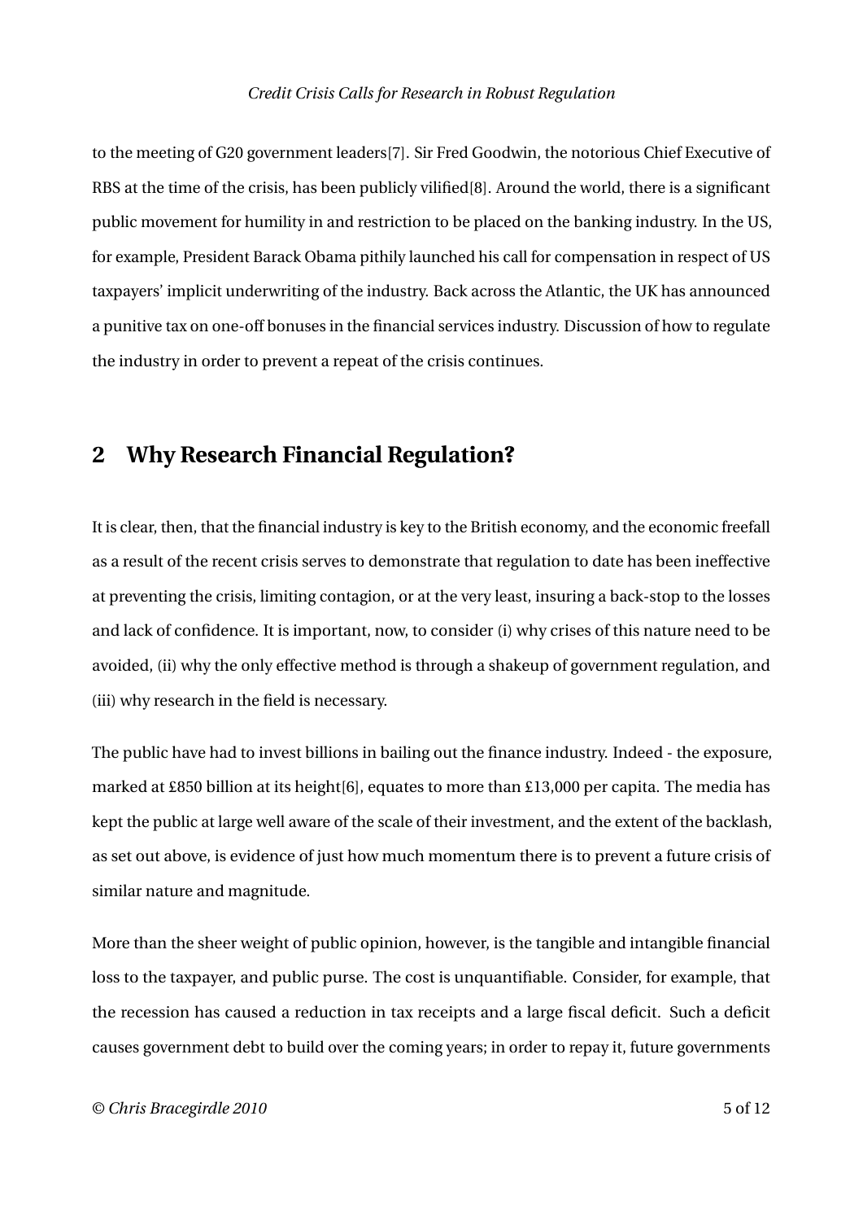to the meeting of G20 government leaders[7]. Sir Fred Goodwin, the notorious Chief Executive of RBS at the time of the crisis, has been publicly vilified[8]. Around the world, there is a significant public movement for humility in and restriction to be placed on the banking industry. In the US, for example, President Barack Obama pithily launched his call for compensation in respect of US taxpayers' implicit underwriting of the industry. Back across the Atlantic, the UK has announced a punitive tax on one-off bonuses in the financial services industry. Discussion of how to regulate the industry in order to prevent a repeat of the crisis continues.

## 2 Why Research Financial Regulation?

It is clear, then, that the financial industry is key to the British economy, and the economic freefall as a result of the recent crisis serves to demonstrate that regulation to date has been ineffective at preventing the crisis, limiting contagion, or at the very least, insuring a back-stop to the losses and lack of confidence. It is important, now, to consider (i) why crises of this nature need to be avoided, (ii) why the only effective method is through a shakeup of government regulation, and (iii) why research in the field is necessary.

The public have had to invest billions in bailing out the finance industry. Indeed - the exposure, marked at £850 billion at its height[6], equates to more than £13,000 per capita. The media has kept the public at large well aware of the scale of their investment, and the extent of the backlash, as set out above, is evidence of just how much momentum there is to prevent a future crisis of similar nature and magnitude.

More than the sheer weight of public opinion, however, is the tangible and intangible financial loss to the taxpayer, and public purse. The cost is unquantifiable. Consider, for example, that the recession has caused a reduction in tax receipts and a large fiscal deficit. Such a deficit causes government debt to build over the coming years; in order to repay it, future governments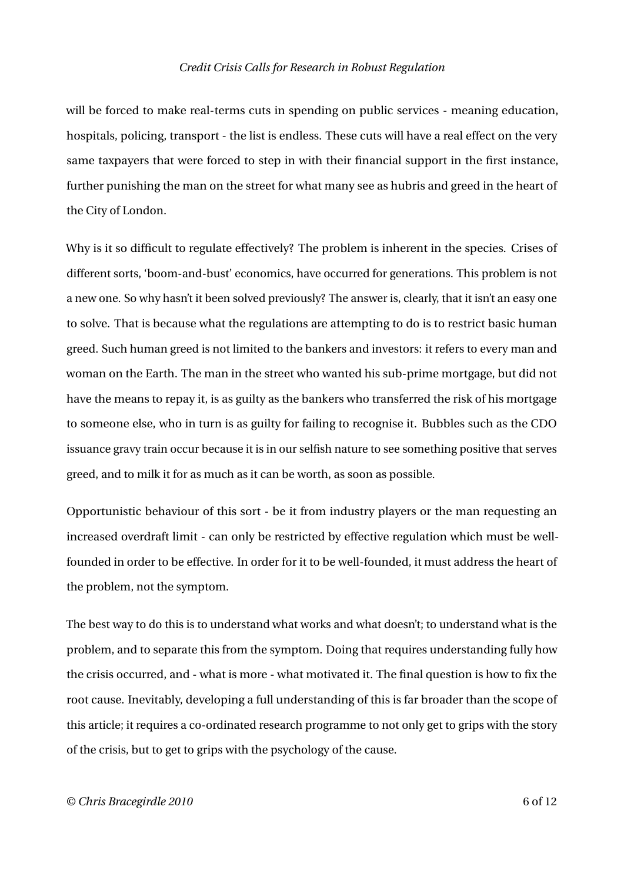will be forced to make real-terms cuts in spending on public services - meaning education, hospitals, policing, transport - the list is endless. These cuts will have a real effect on the very same taxpayers that were forced to step in with their financial support in the first instance, further punishing the man on the street for what many see as hubris and greed in the heart of the City of London.

Why is it so difficult to regulate effectively? The problem is inherent in the species. Crises of different sorts, 'boom-and-bust' economics, have occurred for generations. This problem is not a new one. So why hasn't it been solved previously? The answer is, clearly, that it isn't an easy one to solve. That is because what the regulations are attempting to do is to restrict basic human greed. Such human greed is not limited to the bankers and investors: it refers to every man and woman on the Earth. The man in the street who wanted his sub-prime mortgage, but did not have the means to repay it, is as guilty as the bankers who transferred the risk of his mortgage to someone else, who in turn is as guilty for failing to recognise it. Bubbles such as the CDO issuance gravy train occur because it is in our selfish nature to see something positive that serves greed, and to milk it for as much as it can be worth, as soon as possible.

Opportunistic behaviour of this sort - be it from industry players or the man requesting an increased overdraft limit - can only be restricted by effective regulation which must be well-founded in order to be effective. In order for it to be well-founded, it must address the heart of the problem, not the symptom.

The best way to do this is to understand what works and what doesn't; to understand what is the problem, and to separate this from the symptom. Doing that requires understanding fully how the crisis occurred, and - what is more - what motivated it. The final question is how to fix the root cause. Inevitably, developing a full understanding of this is far broader than the scope of this article; it requires a co-ordinated research programme to not only get to grips with the story of the crisis, but to get to grips with the psychology of the cause.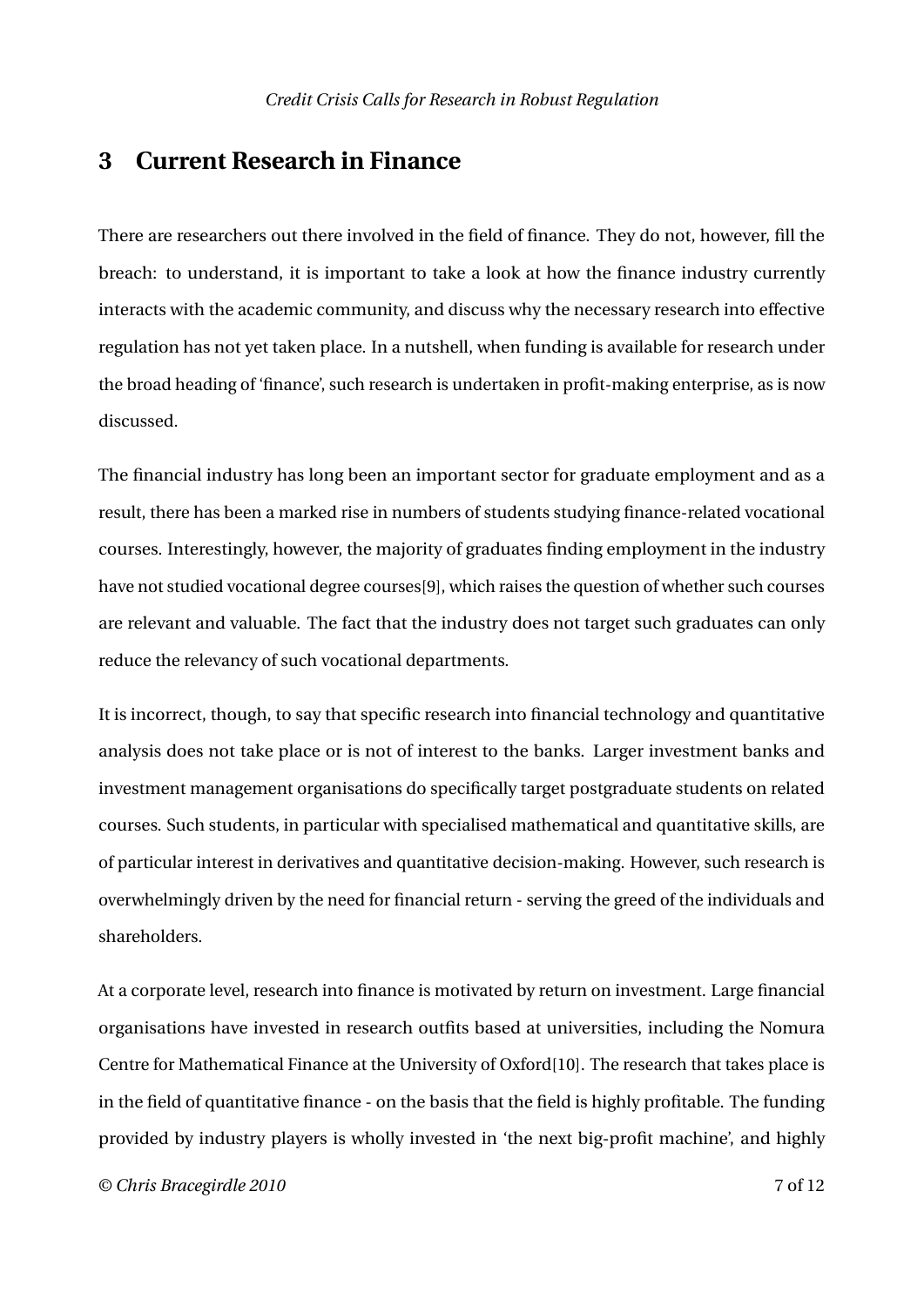## 3 Current Research in Finance

There are researchers out there involved in the field of finance. They do not, however, fill the breach: to understand, it is important to take a look at how the finance industry currently interacts with the academic community, and discuss why the necessary research into effective regulation has not yet taken place. In a nutshell, when funding is available for research under the broad heading of 'finance', such research is undertaken in profit-making enterprise, as is now discussed.

The financial industry has long been an important sector for graduate employment and as a result, there has been a marked rise in numbers of students studying finance-related vocational courses. Interestingly, however, the majority of graduates finding employment in the industry have not studied vocational degree courses[9], which raises the question of whether such courses are relevant and valuable. The fact that the industry does not target such graduates can only reduce the relevancy of such vocational departments.

It is incorrect, though, to say that specific research into financial technology and quantitative analysis does not take place or is not of interest to the banks. Larger investment banks and investment management organisations do specifically target postgraduate students on related courses. Such students, in particular with specialised mathematical and quantitative skills, are of particular interest in derivatives and quantitative decision-making. However, such research is overwhelmingly driven by the need for financial return - serving the greed of the individuals and shareholders.

At a corporate level, research into finance is motivated by return on investment. Large financial organisations have invested in research outfits based at universities, including the Nomura Centre for Mathematical Finance at the University of Oxford[10]. The research that takes place is in the field of quantitative finance - on the basis that the field is highly profitable. The funding provided by industry players is wholly invested in 'the next big-profit machine', and highly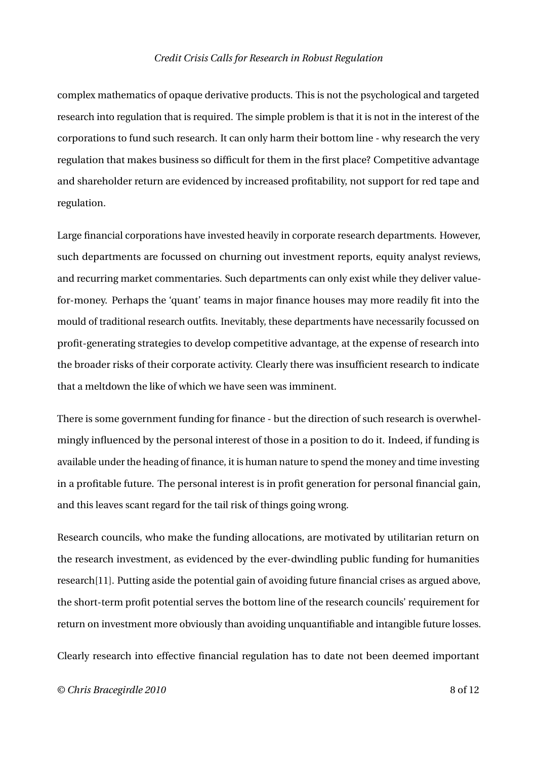complex mathematics of opaque derivative products. This is not the psychological and targeted research into regulation that is required. The simple problem is that it is not in the interest of the corporations to fund such research. It can only harm their bottom line - why research the very regulation that makes business so difficult for them in the first place? Competitive advantage and shareholder return are evidenced by increased profitability, not support for red tape and regulation.

Large financial corporations have invested heavily in corporate research departments. However, such departments are focussed on churning out investment reports, equity analyst reviews, and recurring market commentaries. Such departments can only exist while they deliver value-for-money. Perhaps the 'quant' teams in major finance houses may more readily fit into the mould of traditional research outfits. Inevitably, these departments have necessarily focussed on profit-generating strategies to develop competitive advantage, at the expense of research into the broader risks of their corporate activity. Clearly there was insufficient research to indicate that a meltdown the like of which we have seen was imminent.

There is some government funding for finance - but the direction of such research is overwhelmingly influenced by the personal interest of those in a position to do it. Indeed, if funding is available under the heading of finance, it is human nature to spend the money and time investing in a profitable future. The personal interest is in profit generation for personal financial gain, and this leaves scant regard for the tail risk of things going wrong.

Research councils, who make the funding allocations, are motivated by utilitarian return on the research investment, as evidenced by the ever-dwindling public funding for humanities research[11]. Putting aside the potential gain of avoiding future financial crises as argued above, the short-term profit potential serves the bottom line of the research councils' requirement for return on investment more obviously than avoiding unquantifiable and intangible future losses.

Clearly research into effective financial regulation has to date not been deemed important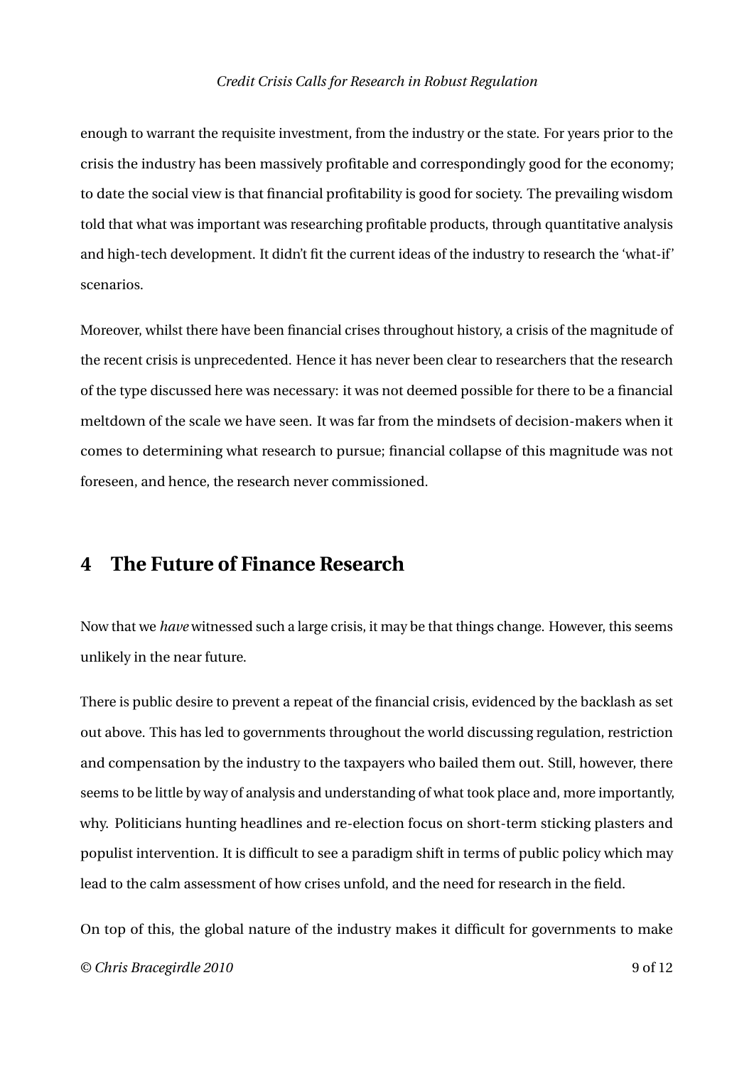enough to warrant the requisite investment, from the industry or the state. For years prior to the crisis the industry has been massively profitable and correspondingly good for the economy; to date the social view is that financial profitability is good for society. The prevailing wisdom told that what was important was researching profitable products, through quantitative analysis and high-tech development. It didn't fit the current ideas of the industry to research the 'what-if' scenarios.

Moreover, whilst there have been financial crises throughout history, a crisis of the magnitude of the recent crisis is unprecedented. Hence it has never been clear to researchers that the research of the type discussed here was necessary: it was not deemed possible for there to be a financial meltdown of the scale we have seen. It was far from the mindsets of decision-makers when it comes to determining what research to pursue; financial collapse of this magnitude was not foreseen, and hence, the research never commissioned.

## 4 The Future of Finance Research

Now that we *have* witnessed such a large crisis, it may be that things change. However, this seems unlikely in the near future.

There is public desire to prevent a repeat of the financial crisis, evidenced by the backlash as set out above. This has led to governments throughout the world discussing regulation, restriction and compensation by the industry to the taxpayers who bailed them out. Still, however, there seems to be little by way of analysis and understanding of what took place and, more importantly, why. Politicians hunting headlines and re-election focus on short-term sticking plasters and populist intervention. It is difficult to see a paradigm shift in terms of public policy which may lead to the calm assessment of how crises unfold, and the need for research in the field.

On top of this, the global nature of the industry makes it difficult for governments to make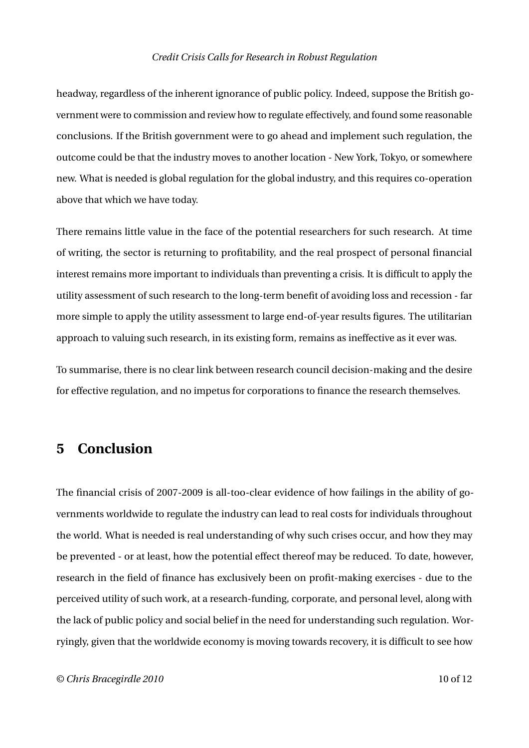headway, regardless of the inherent ignorance of public policy. Indeed, suppose the British government were to commission and review how to regulate effectively, and found some reasonable conclusions. If the British government were to go ahead and implement such regulation, the outcome could be that the industry moves to another location - New York, Tokyo, or somewhere new. What is needed is global regulation for the global industry, and this requires co-operation above that which we have today.

There remains little value in the face of the potential researchers for such research. At time of writing, the sector is returning to profitability, and the real prospect of personal financial interest remains more important to individuals than preventing a crisis. It is difficult to apply the utility assessment of such research to the long-term benefit of avoiding loss and recession - far more simple to apply the utility assessment to large end-of-year results figures. The utilitarian approach to valuing such research, in its existing form, remains as ineffective as it ever was.

To summarise, there is no clear link between research council decision-making and the desire for effective regulation, and no impetus for corporations to finance the research themselves.

## 5 Conclusion

The financial crisis of 2007-2009 is all-too-clear evidence of how failings in the ability of governments worldwide to regulate the industry can lead to real costs for individuals throughout the world. What is needed is real understanding of why such crises occur, and how they may be prevented - or at least, how the potential effect thereof may be reduced. To date, however, research in the field of finance has exclusively been on profit-making exercises - due to the perceived utility of such work, at a research-funding, corporate, and personal level, along with the lack of public policy and social belief in the need for understanding such regulation. Worryingly, given that the worldwide economy is moving towards recovery, it is difficult to see how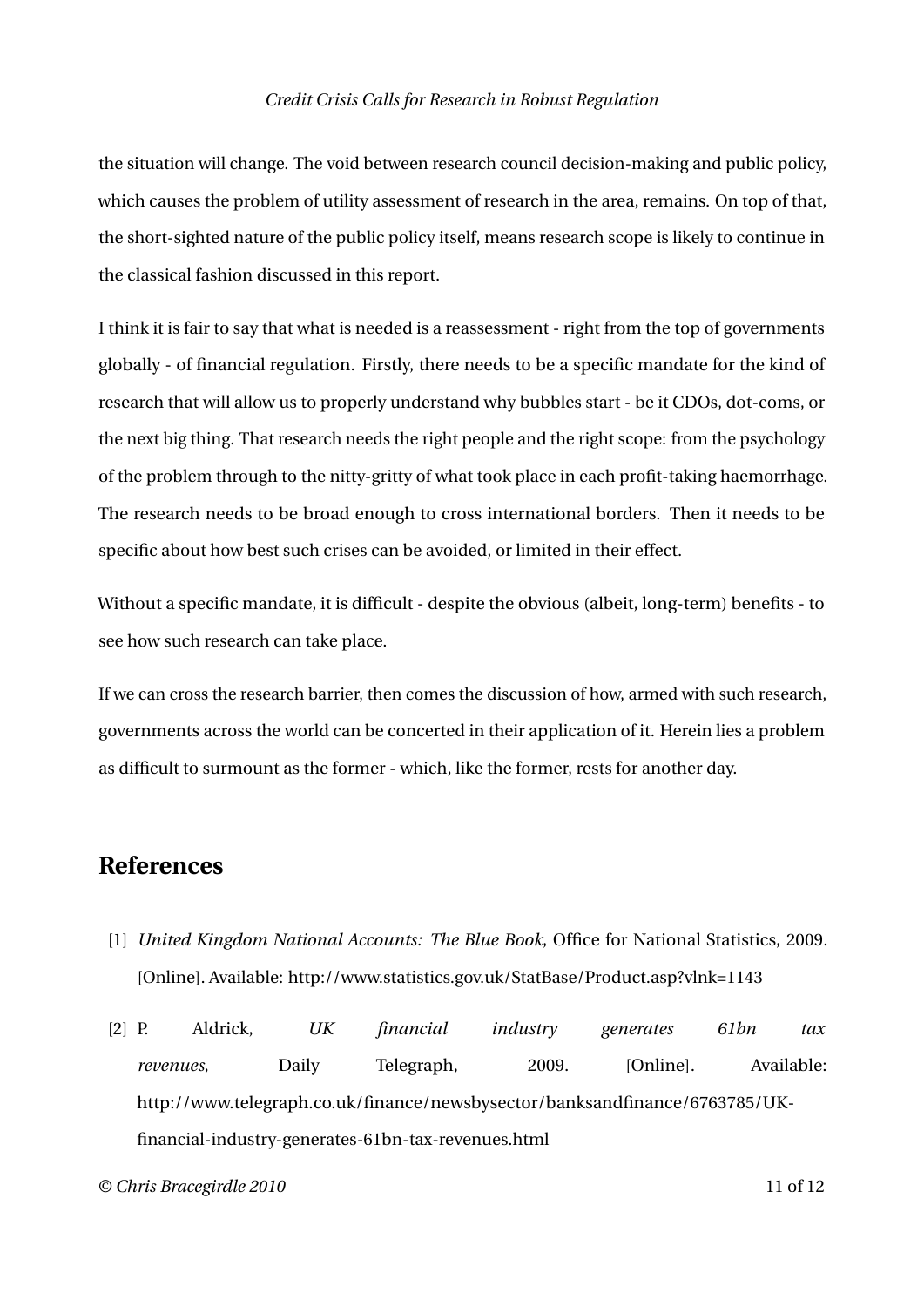the situation will change. The void between research council decision-making and public policy, which causes the problem of utility assessment of research in the area, remains. On top of that, the short-sighted nature of the public policy itself, means research scope is likely to continue in the classical fashion discussed in this report.

I think it is fair to say that what is needed is a reassessment - right from the top of governments globally - of financial regulation. Firstly, there needs to be a specific mandate for the kind of research that will allow us to properly understand why bubbles start - be it CDOs, dot-coms, or the next big thing. That research needs the right people and the right scope: from the psychology of the problem through to the nitty-gritty of what took place in each profit-taking haemorrhage. The research needs to be broad enough to cross international borders. Then it needs to be specific about how best such crises can be avoided, or limited in their effect.

Without a specific mandate, it is difficult - despite the obvious (albeit, long-term) benefits - to see how such research can take place.

If we can cross the research barrier, then comes the discussion of how, armed with such research, governments across the world can be concerted in their application of it. Herein lies a problem as difficult to surmount as the former - which, like the former, rests for another day.

## References

[1] *United Kingdom National Accounts: The Blue Book*, Office for National Statistics, 2009. [Online]. Available: http://www.statistics.gov.uk/StatBase/Product.asp?vlnk=1143

[2] P. Aldrick, *UK financial industry generates 61bn tax revenues*, Daily Telegraph, 2009. [Online]. Available: http://www.telegraph.co.uk/finance/newsbysector/banksandfinance/6763785/UK-financial-industry-generates-61bn-tax-revenues.html

© *Chris Bracegirdle 2010*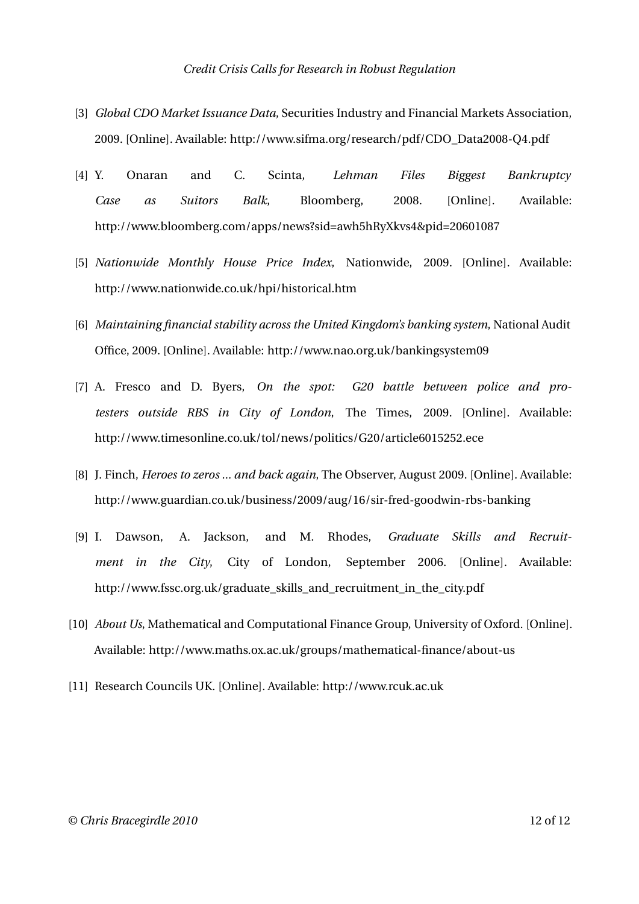[3] *Global CDO Market Issuance Data*, Securities Industry and Financial Markets Association, 2009. [Online]. Available: http://www.sifma.org/research/pdf/CDO_Data2008-Q4.pdf

[4] Y. Onaran and C. Scinta, *Lehman Files Biggest Bankruptcy Case as Suitors Balk*, Bloomberg, 2008. [Online]. Available: http://www.bloomberg.com/apps/news?sid=awh5hRyXkvs4&pid=20601087

[5] *Nationwide Monthly House Price Index*, Nationwide, 2009. [Online]. Available: http://www.nationwide.co.uk/hpi/historical.htm

[6] *Maintaining financial stability across the United Kingdom's banking system*, National Audit Office, 2009. [Online]. Available: http://www.nao.org.uk/bankingsystem09

[7] A. Fresco and D. Byers, *On the spot: G20 battle between police and protesters outside RBS in City of London*, The Times, 2009. [Online]. Available: http://www.timesonline.co.uk/tol/news/politics/G20/article6015252.ece

[8] J. Finch, *Heroes to zeros ... and back again*, The Observer, August 2009. [Online]. Available: http://www.guardian.co.uk/business/2009/aug/16/sir-fred-goodwin-rbs-banking

[9] I. Dawson, A. Jackson, and M. Rhodes, *Graduate Skills and Recruitment in the City*, City of London, September 2006. [Online]. Available: http://www.fssc.org.uk/graduate_skills_and_recruitment_in_the_city.pdf

[10] *About Us*, Mathematical and Computational Finance Group, University of Oxford. [Online]. Available: http://www.maths.ox.ac.uk/groups/mathematical-finance/about-us

[11] Research Councils UK. [Online]. Available: http://www.rcuk.ac.uk